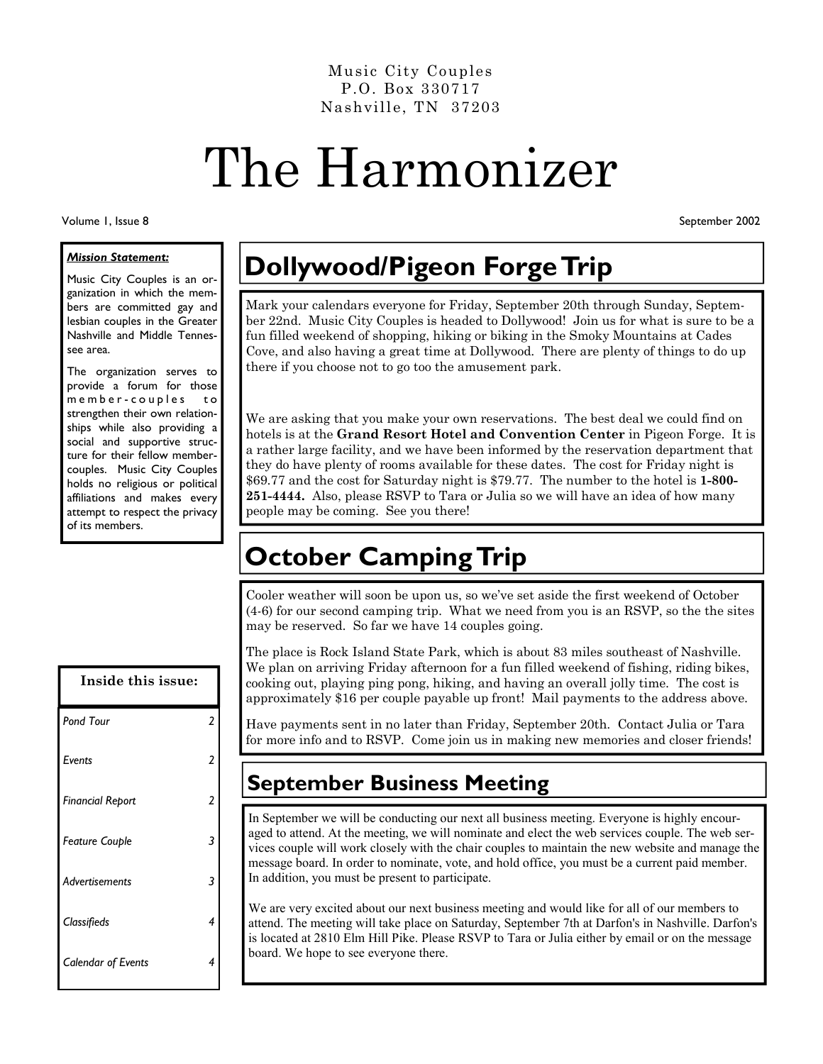Music City Couples
P.O. Box 330717
Nashville, TN 37203

# The Harmonizer

Volume 1, Issue 8 September 2002

***Mission Statement:***

Music City Couples is an organization in which the members are committed gay and lesbian couples in the Greater Nashville and Middle Tennessee area.

The organization serves to provide a forum for those member-couples to strengthen their own relationships while also providing a social and supportive structure for their fellow member-couples. Music City Couples holds no religious or political affiliations and makes every attempt to respect the privacy of its members.

**Inside this issue:**

| | |
|---|---|
| *Pond Tour* | 2 |
| *Events* | 2 |
| *Financial Report* | 2 |
| *Feature Couple* | 3 |
| *Advertisements* | 3 |
| *Classifieds* | 4 |
| *Calendar of Events* | 4 |

## Dollywood/Pigeon Forge Trip

Mark your calendars everyone for Friday, September 20th through Sunday, September 22nd. Music City Couples is headed to Dollywood! Join us for what is sure to be a fun filled weekend of shopping, hiking or biking in the Smoky Mountains at Cades Cove, and also having a great time at Dollywood. There are plenty of things to do up there if you choose not to go too the amusement park.

We are asking that you make your own reservations. The best deal we could find on hotels is at the **Grand Resort Hotel and Convention Center** in Pigeon Forge. It is a rather large facility, and we have been informed by the reservation department that they do have plenty of rooms available for these dates. The cost for Friday night is $69.77 and the cost for Saturday night is $79.77. The number to the hotel is **1-800-251-4444.** Also, please RSVP to Tara or Julia so we will have an idea of how many people may be coming. See you there!

## October Camping Trip

Cooler weather will soon be upon us, so we've set aside the first weekend of October (4-6) for our second camping trip. What we need from you is an RSVP, so the the sites may be reserved. So far we have 14 couples going.

The place is Rock Island State Park, which is about 83 miles southeast of Nashville. We plan on arriving Friday afternoon for a fun filled weekend of fishing, riding bikes, cooking out, playing ping pong, hiking, and having an overall jolly time. The cost is approximately $16 per couple payable up front! Mail payments to the address above.

Have payments sent in no later than Friday, September 20th. Contact Julia or Tara for more info and to RSVP. Come join us in making new memories and closer friends!

## September Business Meeting

In September we will be conducting our next all business meeting. Everyone is highly encouraged to attend. At the meeting, we will nominate and elect the web services couple. The web services couple will work closely with the chair couples to maintain the new website and manage the message board. In order to nominate, vote, and hold office, you must be a current paid member. In addition, you must be present to participate.

We are very excited about our next business meeting and would like for all of our members to attend. The meeting will take place on Saturday, September 7th at Darfon's in Nashville. Darfon's is located at 2810 Elm Hill Pike. Please RSVP to Tara or Julia either by email or on the message board. We hope to see everyone there.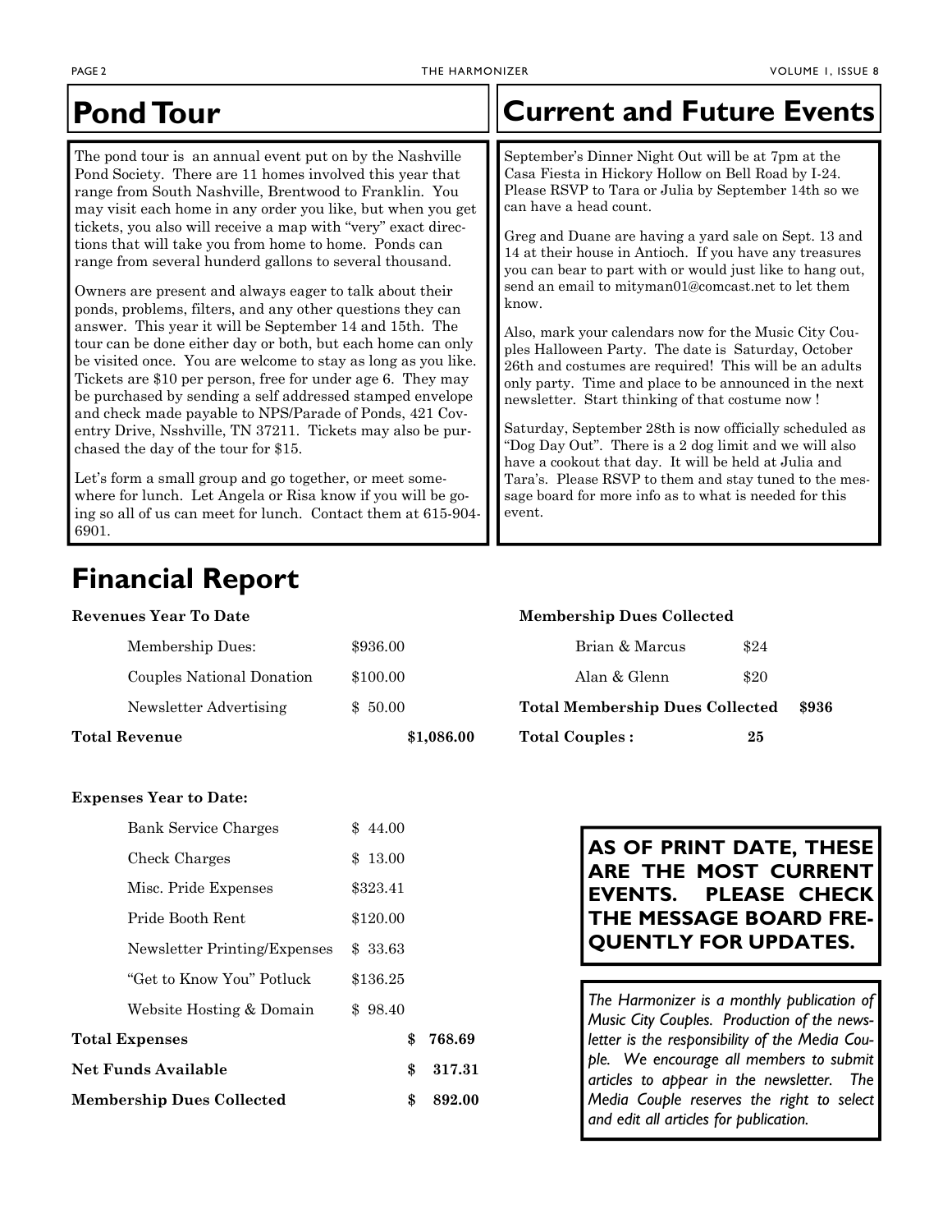## Pond Tour

The pond tour is an annual event put on by the Nashville Pond Society. There are 11 homes involved this year that range from South Nashville, Brentwood to Franklin. You may visit each home in any order you like, but when you get tickets, you also will receive a map with "very" exact directions that will take you from home to home. Ponds can range from several hunderd gallons to several thousand.

Owners are present and always eager to talk about their ponds, problems, filters, and any other questions they can answer. This year it will be September 14 and 15th. The tour can be done either day or both, but each home can only be visited once. You are welcome to stay as long as you like. Tickets are $10 per person, free for under age 6. They may be purchased by sending a self addressed stamped envelope and check made payable to NPS/Parade of Ponds, 421 Coventry Drive, Nsshville, TN 37211. Tickets may also be purchased the day of the tour for $15.

Let's form a small group and go together, or meet somewhere for lunch. Let Angela or Risa know if you will be going so all of us can meet for lunch. Contact them at 615-904-6901.

## Current and Future Events

September's Dinner Night Out will be at 7pm at the Casa Fiesta in Hickory Hollow on Bell Road by I-24. Please RSVP to Tara or Julia by September 14th so we can have a head count.

Greg and Duane are having a yard sale on Sept. 13 and 14 at their house in Antioch. If you have any treasures you can bear to part with or would just like to hang out, send an email to mityman01@comcast.net to let them know.

Also, mark your calendars now for the Music City Couples Halloween Party. The date is Saturday, October 26th and costumes are required! This will be an adults only party. Time and place to be announced in the next newsletter. Start thinking of that costume now !

Saturday, September 28th is now officially scheduled as "Dog Day Out". There is a 2 dog limit and we will also have a cookout that day. It will be held at Julia and Tara's. Please RSVP to them and stay tuned to the message board for more info as to what is needed for this event.

## Financial Report

**Revenues Year To Date**

| | | |
|---|---|---|
| Membership Dues: | $936.00 | |
| Couples National Donation | $100.00 | |
| Newsletter Advertising | $ 50.00 | |
| **Total Revenue** | | **$1,086.00** |

**Membership Dues Collected**

| | |
|---|---|
| Brian & Marcus | $24 |
| Alan & Glenn | $20 |
| **Total Membership Dues Collected** | **$936** |
| **Total Couples :** | **25** |

**Expenses Year to Date:**

| | | |
|---|---|---|
| Bank Service Charges | $ 44.00 | |
| Check Charges | $ 13.00 | |
| Misc. Pride Expenses | $323.41 | |
| Pride Booth Rent | $120.00 | |
| Newsletter Printing/Expenses | $ 33.63 | |
| "Get to Know You" Potluck | $136.25 | |
| Website Hosting & Domain | $ 98.40 | |
| **Total Expenses** | | **$ 768.69** |
| **Net Funds Available** | | **$ 317.31** |
| **Membership Dues Collected** | | **$ 892.00** |

**AS OF PRINT DATE, THESE ARE THE MOST CURRENT EVENTS. PLEASE CHECK THE MESSAGE BOARD FREQUENTLY FOR UPDATES.**

*The Harmonizer is a monthly publication of Music City Couples. Production of the newsletter is the responsibility of the Media Couple. We encourage all members to submit articles to appear in the newsletter. The Media Couple reserves the right to select and edit all articles for publication.*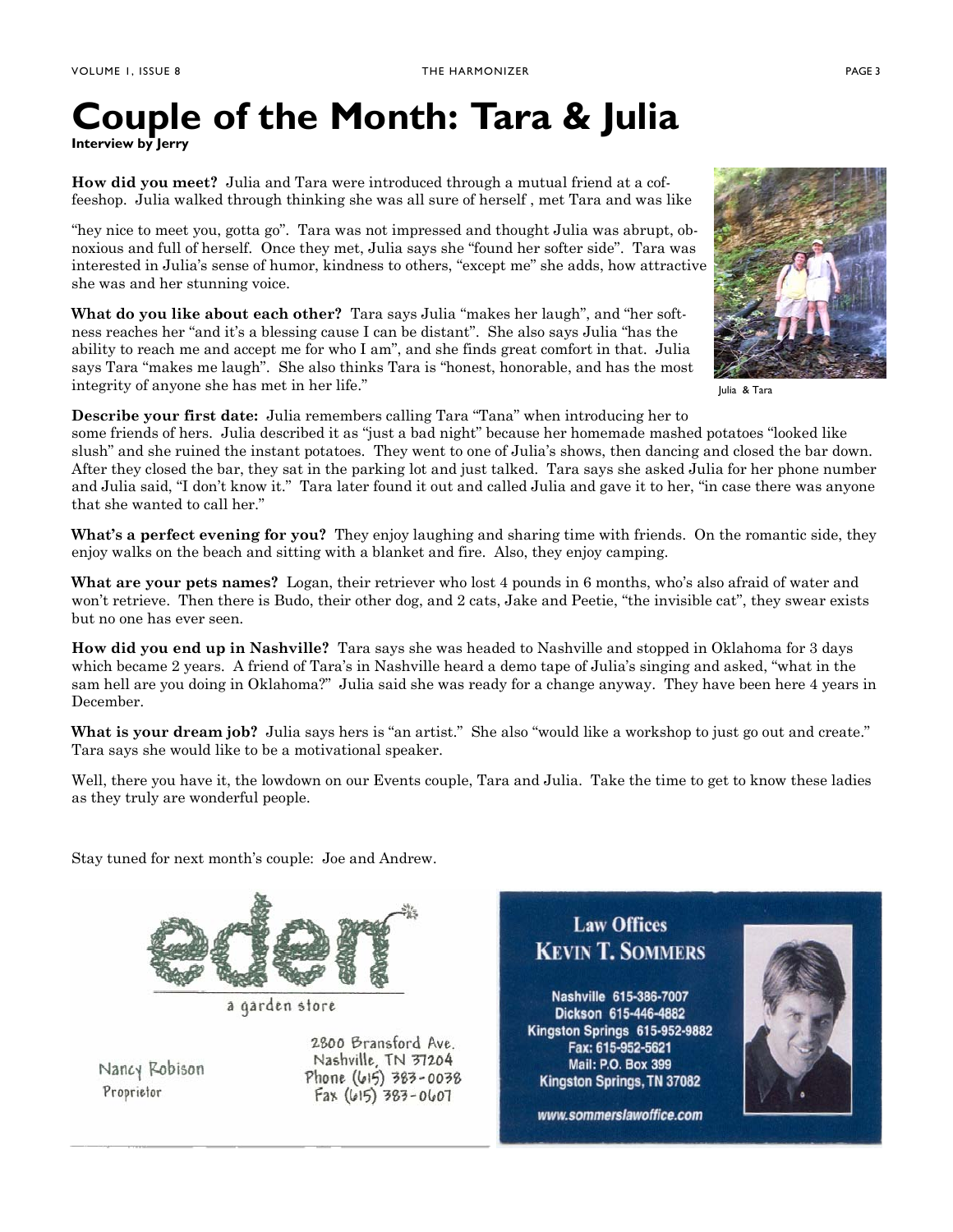# Couple of the Month: Tara & Julia

**Interview by Jerry**

**How did you meet?** Julia and Tara were introduced through a mutual friend at a coffeeshop. Julia walked through thinking she was all sure of herself , met Tara and was like "hey nice to meet you, gotta go". Tara was not impressed and thought Julia was abrupt, obnoxious and full of herself. Once they met, Julia says she "found her softer side". Tara was interested in Julia's sense of humor, kindness to others, "except me" she adds, how attractive she was and her stunning voice.

**What do you like about each other?** Tara says Julia "makes her laugh", and "her softness reaches her "and it's a blessing cause I can be distant". She also says Julia "has the ability to reach me and accept me for who I am", and she finds great comfort in that. Julia says Tara "makes me laugh". She also thinks Tara is "honest, honorable, and has the most integrity of anyone she has met in her life."

Julia & Tara

**Describe your first date:** Julia remembers calling Tara "Tana" when introducing her to some friends of hers. Julia described it as "just a bad night" because her homemade mashed potatoes "looked like slush" and she ruined the instant potatoes. They went to one of Julia's shows, then dancing and closed the bar down. After they closed the bar, they sat in the parking lot and just talked. Tara says she asked Julia for her phone number and Julia said, "I don't know it." Tara later found it out and called Julia and gave it to her, "in case there was anyone that she wanted to call her."

**What's a perfect evening for you?** They enjoy laughing and sharing time with friends. On the romantic side, they enjoy walks on the beach and sitting with a blanket and fire. Also, they enjoy camping.

**What are your pets names?** Logan, their retriever who lost 4 pounds in 6 months, who's also afraid of water and won't retrieve. Then there is Budo, their other dog, and 2 cats, Jake and Peetie, "the invisible cat", they swear exists but no one has ever seen.

**How did you end up in Nashville?** Tara says she was headed to Nashville and stopped in Oklahoma for 3 days which became 2 years. A friend of Tara's in Nashville heard a demo tape of Julia's singing and asked, "what in the sam hell are you doing in Oklahoma?" Julia said she was ready for a change anyway. They have been here 4 years in December.

**What is your dream job?** Julia says hers is "an artist." She also "would like a workshop to just go out and create." Tara says she would like to be a motivational speaker.

Well, there you have it, the lowdown on our Events couple, Tara and Julia. Take the time to get to know these ladies as they truly are wonderful people.

Stay tuned for next month's couple: Joe and Andrew.

eden
a garden store

Nancy Robison
Proprietor

2800 Bransford Ave.
Nashville, TN 37204
Phone (615) 383-0038
Fax (615) 383-0607

**Law Offices**
**Kevin T. Sommers**

Nashville 615-386-7007
Dickson 615-446-4882
Kingston Springs 615-952-9882
Fax: 615-952-5621
Mail: P.O. Box 399
Kingston Springs, TN 37082

www.sommerslawoffice.com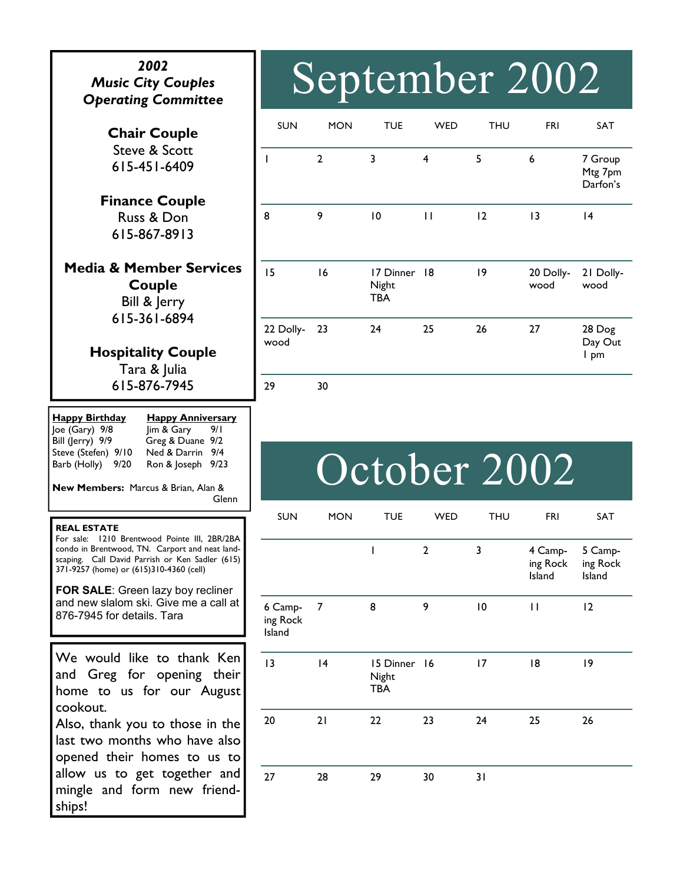***2002***
***Music City Couples***
***Operating Committee***

**Chair Couple**
Steve & Scott
615-451-6409

**Finance Couple**
Russ & Don
615-867-8913

**Media & Member Services Couple**
Bill & Jerry
615-361-6894

**Hospitality Couple**
Tara & Julia
615-876-7945

| **Happy Birthday** | | **Happy Anniversary** | |
|---|---|---|---|
| Joe (Gary) | 9/8 | Jim & Gary | 9/1 |
| Bill (Jerry) | 9/9 | Greg & Duane | 9/2 |
| Steve (Stefen) | 9/10 | Ned & Darrin | 9/4 |
| Barb (Holly) | 9/20 | Ron & Joseph | 9/23 |

**New Members:** Marcus & Brian, Alan & Glenn

**REAL ESTATE**
For sale: 1210 Brentwood Pointe III, 2BR/2BA condo in Brentwood, TN. Carport and neat landscaping. Call David Parrish or Ken Sadler (615) 371-9257 (home) or (615)310-4360 (cell)

**FOR SALE**: Green lazy boy recliner and new slalom ski. Give me a call at 876-7945 for details. Tara

We would like to thank Ken and Greg for opening their home to us for our August cookout.
Also, thank you to those in the last two months who have also opened their homes to us to allow us to get together and mingle and form new friendships!

# September 2002

| SUN | MON | TUE | WED | THU | FRI | SAT |
|---|---|---|---|---|---|---|
| 1 | 2 | 3 | 4 | 5 | 6 | 7 Group Mtg 7pm Darfon's |
| 8 | 9 | 10 | 11 | 12 | 13 | 14 |
| 15 | 16 | 17 Dinner Night TBA | 18 | 19 | 20 Dollywood | 21 Dollywood |
| 22 Dollywood | 23 | 24 | 25 | 26 | 27 | 28 Dog Day Out 1 pm |
| 29 | 30 | | | | | |

# October 2002

| SUN | MON | TUE | WED | THU | FRI | SAT |
|---|---|---|---|---|---|---|
| | | 1 | 2 | 3 | 4 Camping Rock Island | 5 Camping Rock Island |
| 6 Camping Rock Island | 7 | 8 | 9 | 10 | 11 | 12 |
| 13 | 14 | 15 Dinner Night TBA | 16 | 17 | 18 | 19 |
| 20 | 21 | 22 | 23 | 24 | 25 | 26 |
| 27 | 28 | 29 | 30 | 31 | | |